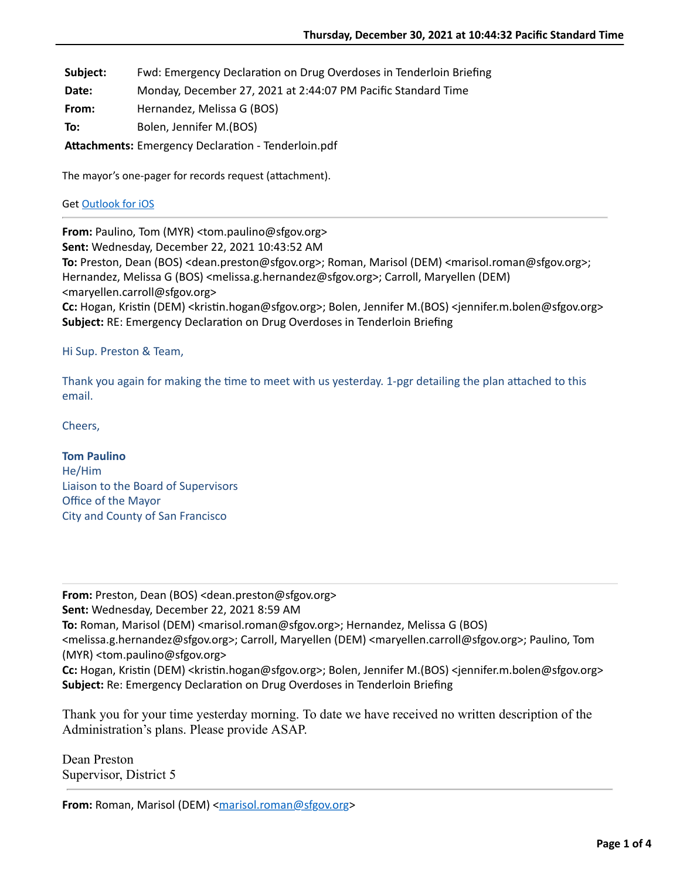**Thursday, December 30, 2021 at 10:44:32 Pacific Standard Time**

| | |
|---|---|
| **Subject:** | Fwd: Emergency Declaration on Drug Overdoses in Tenderloin Briefing |
| **Date:** | Monday, December 27, 2021 at 2:44:07 PM Pacific Standard Time |
| **From:** | Hernandez, Melissa G (BOS) |
| **To:** | Bolen, Jennifer M.(BOS) |
| **Attachments:** | Emergency Declaration - Tenderloin.pdf |

The mayor's one-pager for records request (attachment).

Get Outlook for iOS

---

**From:** Paulino, Tom (MYR) <tom.paulino@sfgov.org>
**Sent:** Wednesday, December 22, 2021 10:43:52 AM
**To:** Preston, Dean (BOS) <dean.preston@sfgov.org>; Roman, Marisol (DEM) <marisol.roman@sfgov.org>; Hernandez, Melissa G (BOS) <melissa.g.hernandez@sfgov.org>; Carroll, Maryellen (DEM) <maryellen.carroll@sfgov.org>
**Cc:** Hogan, Kristin (DEM) <kristin.hogan@sfgov.org>; Bolen, Jennifer M.(BOS) <jennifer.m.bolen@sfgov.org>
**Subject:** RE: Emergency Declaration on Drug Overdoses in Tenderloin Briefing

Hi Sup. Preston & Team,

Thank you again for making the time to meet with us yesterday. 1-pgr detailing the plan attached to this email.

Cheers,

**Tom Paulino**
He/Him
Liaison to the Board of Supervisors
Office of the Mayor
City and County of San Francisco

---

**From:** Preston, Dean (BOS) <dean.preston@sfgov.org>
**Sent:** Wednesday, December 22, 2021 8:59 AM
**To:** Roman, Marisol (DEM) <marisol.roman@sfgov.org>; Hernandez, Melissa G (BOS) <melissa.g.hernandez@sfgov.org>; Carroll, Maryellen (DEM) <maryellen.carroll@sfgov.org>; Paulino, Tom (MYR) <tom.paulino@sfgov.org>
**Cc:** Hogan, Kristin (DEM) <kristin.hogan@sfgov.org>; Bolen, Jennifer M.(BOS) <jennifer.m.bolen@sfgov.org>
**Subject:** Re: Emergency Declaration on Drug Overdoses in Tenderloin Briefing

Thank you for your time yesterday morning. To date we have received no written description of the Administration's plans. Please provide ASAP.

Dean Preston
Supervisor, District 5

---

**From:** Roman, Marisol (DEM) <marisol.roman@sfgov.org>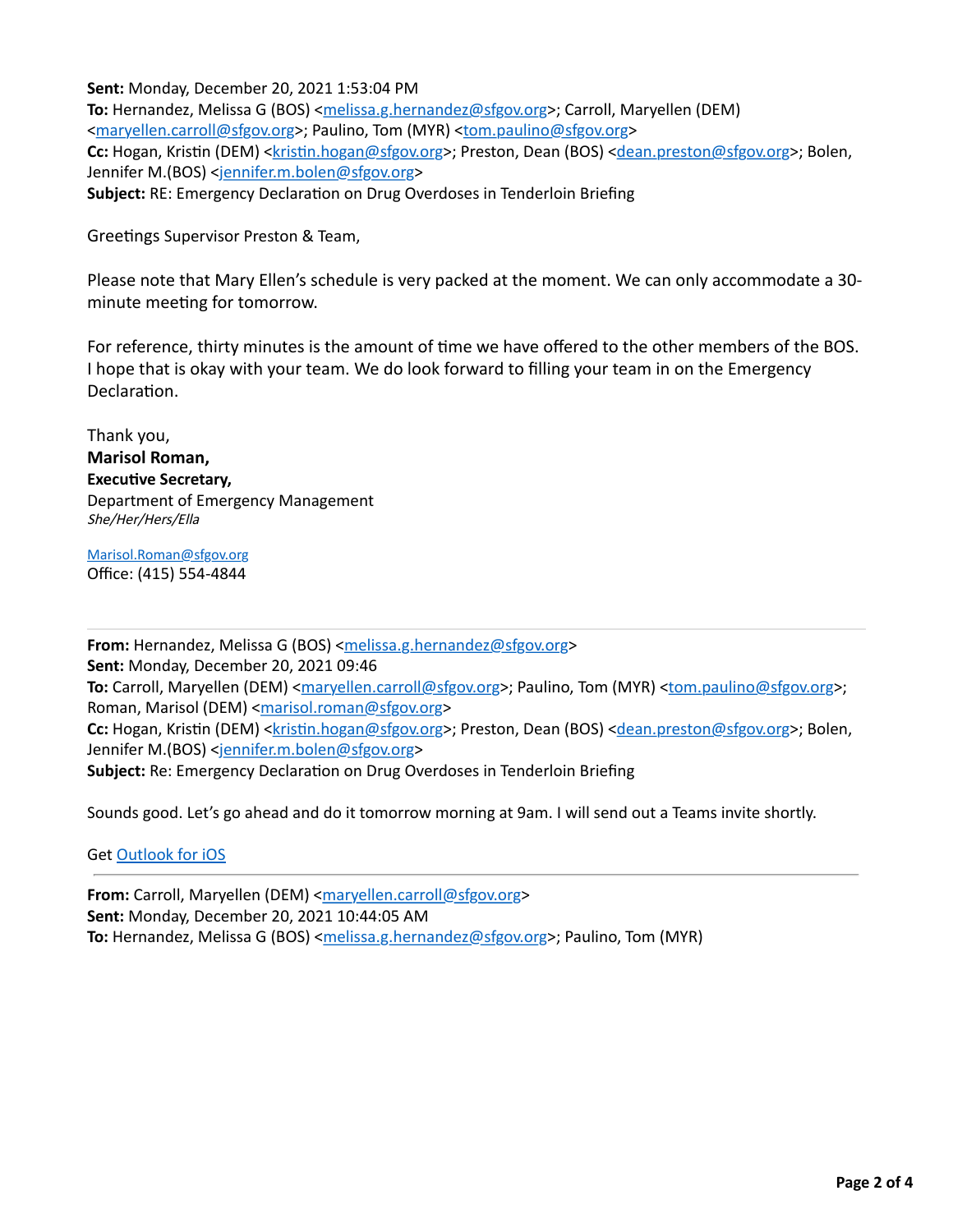**Sent:** Monday, December 20, 2021 1:53:04 PM
**To:** Hernandez, Melissa G (BOS) <melissa.g.hernandez@sfgov.org>; Carroll, Maryellen (DEM) <maryellen.carroll@sfgov.org>; Paulino, Tom (MYR) <tom.paulino@sfgov.org>
**Cc:** Hogan, Kristin (DEM) <kristin.hogan@sfgov.org>; Preston, Dean (BOS) <dean.preston@sfgov.org>; Bolen, Jennifer M.(BOS) <jennifer.m.bolen@sfgov.org>
**Subject:** RE: Emergency Declaration on Drug Overdoses in Tenderloin Briefing

Greetings Supervisor Preston & Team,

Please note that Mary Ellen's schedule is very packed at the moment. We can only accommodate a 30-minute meeting for tomorrow.

For reference, thirty minutes is the amount of time we have offered to the other members of the BOS. I hope that is okay with your team. We do look forward to filling your team in on the Emergency Declaration.

Thank you,
**Marisol Roman,**
**Executive Secretary,**
Department of Emergency Management
*She/Her/Hers/Ella*

Marisol.Roman@sfgov.org
Office: (415) 554-4844

---

**From:** Hernandez, Melissa G (BOS) <melissa.g.hernandez@sfgov.org>
**Sent:** Monday, December 20, 2021 09:46
**To:** Carroll, Maryellen (DEM) <maryellen.carroll@sfgov.org>; Paulino, Tom (MYR) <tom.paulino@sfgov.org>; Roman, Marisol (DEM) <marisol.roman@sfgov.org>
**Cc:** Hogan, Kristin (DEM) <kristin.hogan@sfgov.org>; Preston, Dean (BOS) <dean.preston@sfgov.org>; Bolen, Jennifer M.(BOS) <jennifer.m.bolen@sfgov.org>
**Subject:** Re: Emergency Declaration on Drug Overdoses in Tenderloin Briefing

Sounds good. Let's go ahead and do it tomorrow morning at 9am. I will send out a Teams invite shortly.

Get Outlook for iOS

---

**From:** Carroll, Maryellen (DEM) <maryellen.carroll@sfgov.org>
**Sent:** Monday, December 20, 2021 10:44:05 AM
**To:** Hernandez, Melissa G (BOS) <melissa.g.hernandez@sfgov.org>; Paulino, Tom (MYR)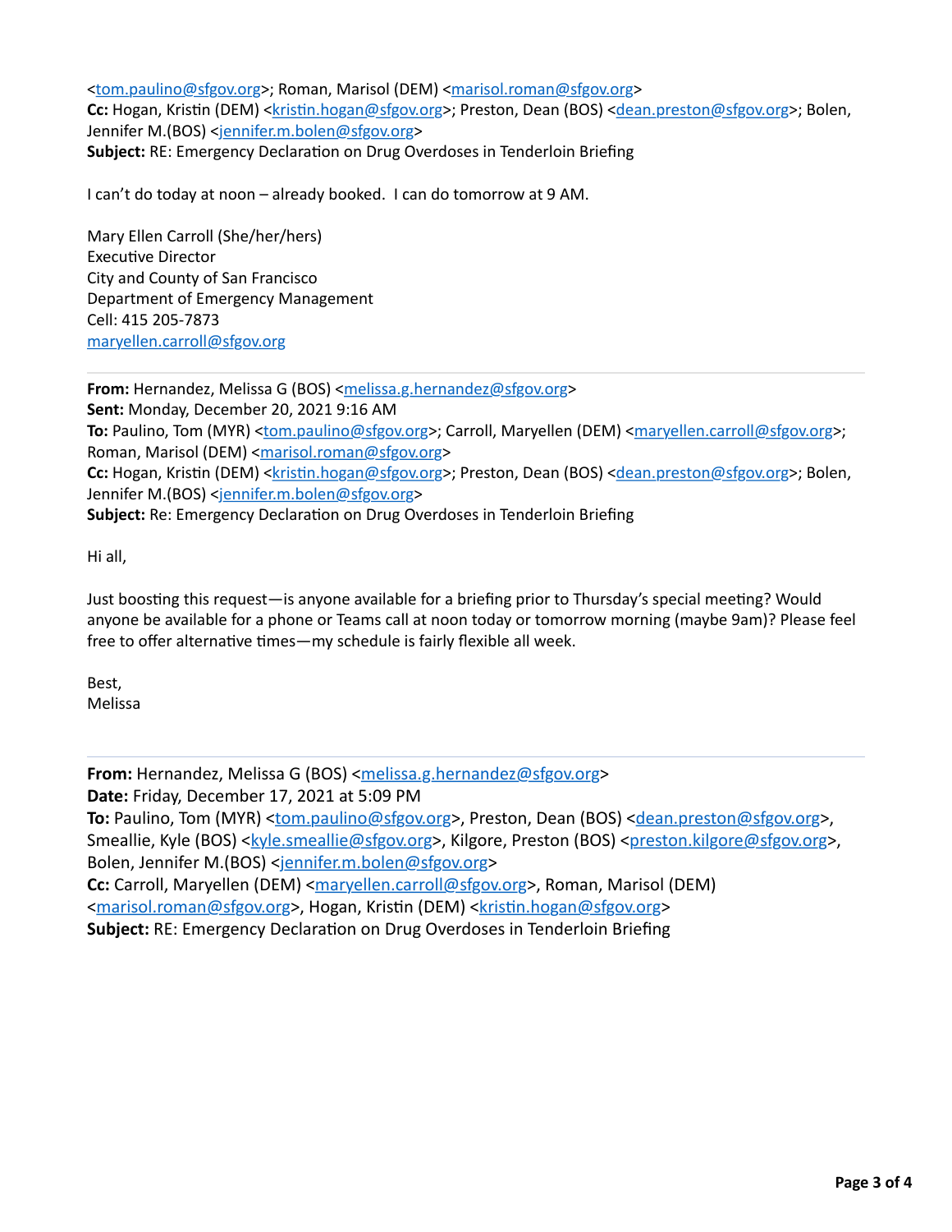<tom.paulino@sfgov.org>; Roman, Marisol (DEM) <marisol.roman@sfgov.org>
**Cc:** Hogan, Kristin (DEM) <kristin.hogan@sfgov.org>; Preston, Dean (BOS) <dean.preston@sfgov.org>; Bolen, Jennifer M.(BOS) <jennifer.m.bolen@sfgov.org>
**Subject:** RE: Emergency Declaration on Drug Overdoses in Tenderloin Briefing

I can't do today at noon – already booked. I can do tomorrow at 9 AM.

Mary Ellen Carroll (She/her/hers)
Executive Director
City and County of San Francisco
Department of Emergency Management
Cell: 415 205-7873
maryellen.carroll@sfgov.org

---

**From:** Hernandez, Melissa G (BOS) <melissa.g.hernandez@sfgov.org>
**Sent:** Monday, December 20, 2021 9:16 AM
**To:** Paulino, Tom (MYR) <tom.paulino@sfgov.org>; Carroll, Maryellen (DEM) <maryellen.carroll@sfgov.org>; Roman, Marisol (DEM) <marisol.roman@sfgov.org>
**Cc:** Hogan, Kristin (DEM) <kristin.hogan@sfgov.org>; Preston, Dean (BOS) <dean.preston@sfgov.org>; Bolen, Jennifer M.(BOS) <jennifer.m.bolen@sfgov.org>
**Subject:** Re: Emergency Declaration on Drug Overdoses in Tenderloin Briefing

Hi all,

Just boosting this request—is anyone available for a briefing prior to Thursday's special meeting? Would anyone be available for a phone or Teams call at noon today or tomorrow morning (maybe 9am)? Please feel free to offer alternative times—my schedule is fairly flexible all week.

Best,
Melissa

---

**From:** Hernandez, Melissa G (BOS) <melissa.g.hernandez@sfgov.org>
**Date:** Friday, December 17, 2021 at 5:09 PM
**To:** Paulino, Tom (MYR) <tom.paulino@sfgov.org>, Preston, Dean (BOS) <dean.preston@sfgov.org>, Smeallie, Kyle (BOS) <kyle.smeallie@sfgov.org>, Kilgore, Preston (BOS) <preston.kilgore@sfgov.org>, Bolen, Jennifer M.(BOS) <jennifer.m.bolen@sfgov.org>
**Cc:** Carroll, Maryellen (DEM) <maryellen.carroll@sfgov.org>, Roman, Marisol (DEM) <marisol.roman@sfgov.org>, Hogan, Kristin (DEM) <kristin.hogan@sfgov.org>
**Subject:** RE: Emergency Declaration on Drug Overdoses in Tenderloin Briefing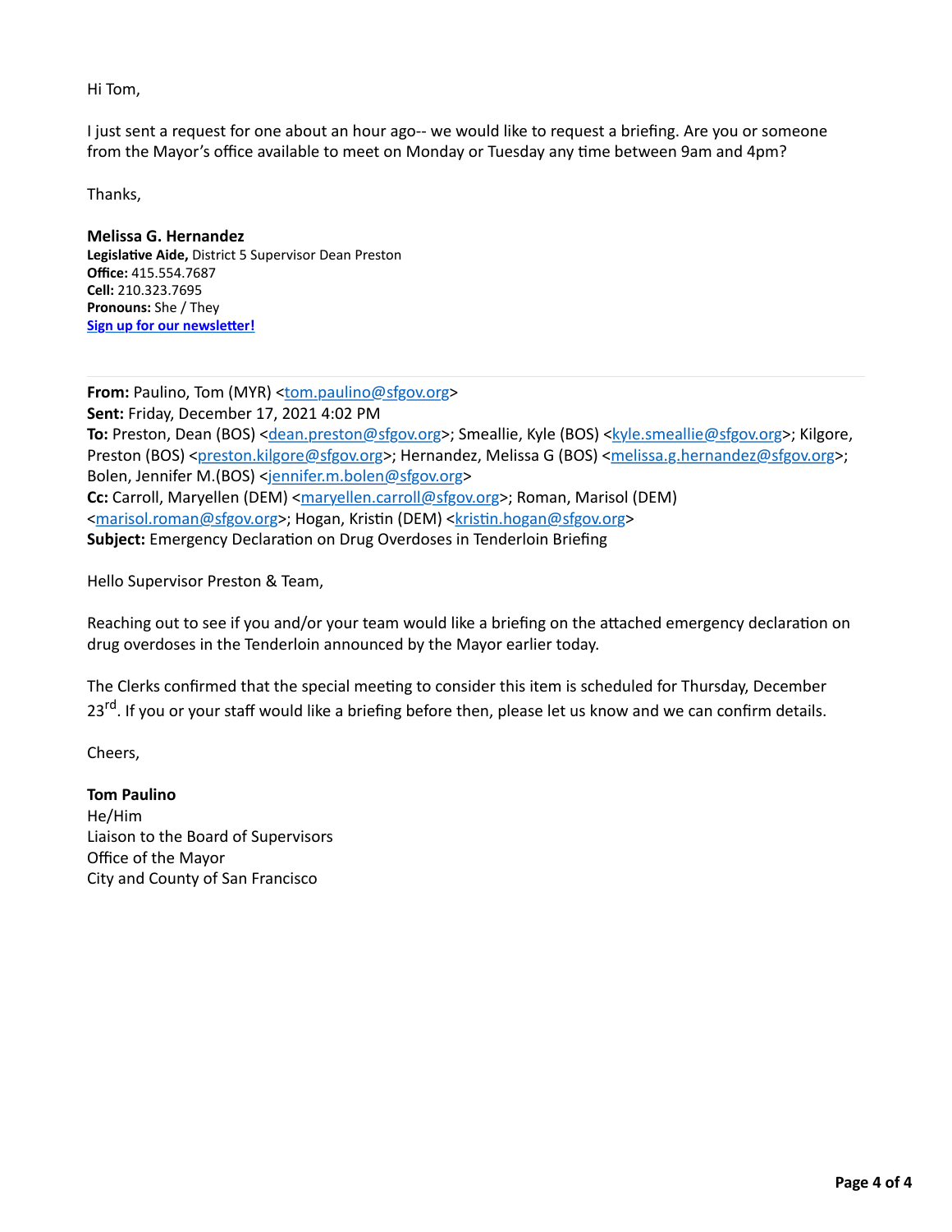Hi Tom,

I just sent a request for one about an hour ago-- we would like to request a briefing. Are you or someone from the Mayor's office available to meet on Monday or Tuesday any time between 9am and 4pm?

Thanks,

**Melissa G. Hernandez**
**Legislative Aide,** District 5 Supervisor Dean Preston
**Office:** 415.554.7687
**Cell:** 210.323.7695
**Pronouns:** She / They
**Sign up for our newsletter!**

---

**From:** Paulino, Tom (MYR) <tom.paulino@sfgov.org>
**Sent:** Friday, December 17, 2021 4:02 PM
**To:** Preston, Dean (BOS) <dean.preston@sfgov.org>; Smeallie, Kyle (BOS) <kyle.smeallie@sfgov.org>; Kilgore, Preston (BOS) <preston.kilgore@sfgov.org>; Hernandez, Melissa G (BOS) <melissa.g.hernandez@sfgov.org>; Bolen, Jennifer M.(BOS) <jennifer.m.bolen@sfgov.org>
**Cc:** Carroll, Maryellen (DEM) <maryellen.carroll@sfgov.org>; Roman, Marisol (DEM) <marisol.roman@sfgov.org>; Hogan, Kristin (DEM) <kristin.hogan@sfgov.org>
**Subject:** Emergency Declaration on Drug Overdoses in Tenderloin Briefing

Hello Supervisor Preston & Team,

Reaching out to see if you and/or your team would like a briefing on the attached emergency declaration on drug overdoses in the Tenderloin announced by the Mayor earlier today.

The Clerks confirmed that the special meeting to consider this item is scheduled for Thursday, December 23rd. If you or your staff would like a briefing before then, please let us know and we can confirm details.

Cheers,

**Tom Paulino**
He/Him
Liaison to the Board of Supervisors
Office of the Mayor
City and County of San Francisco